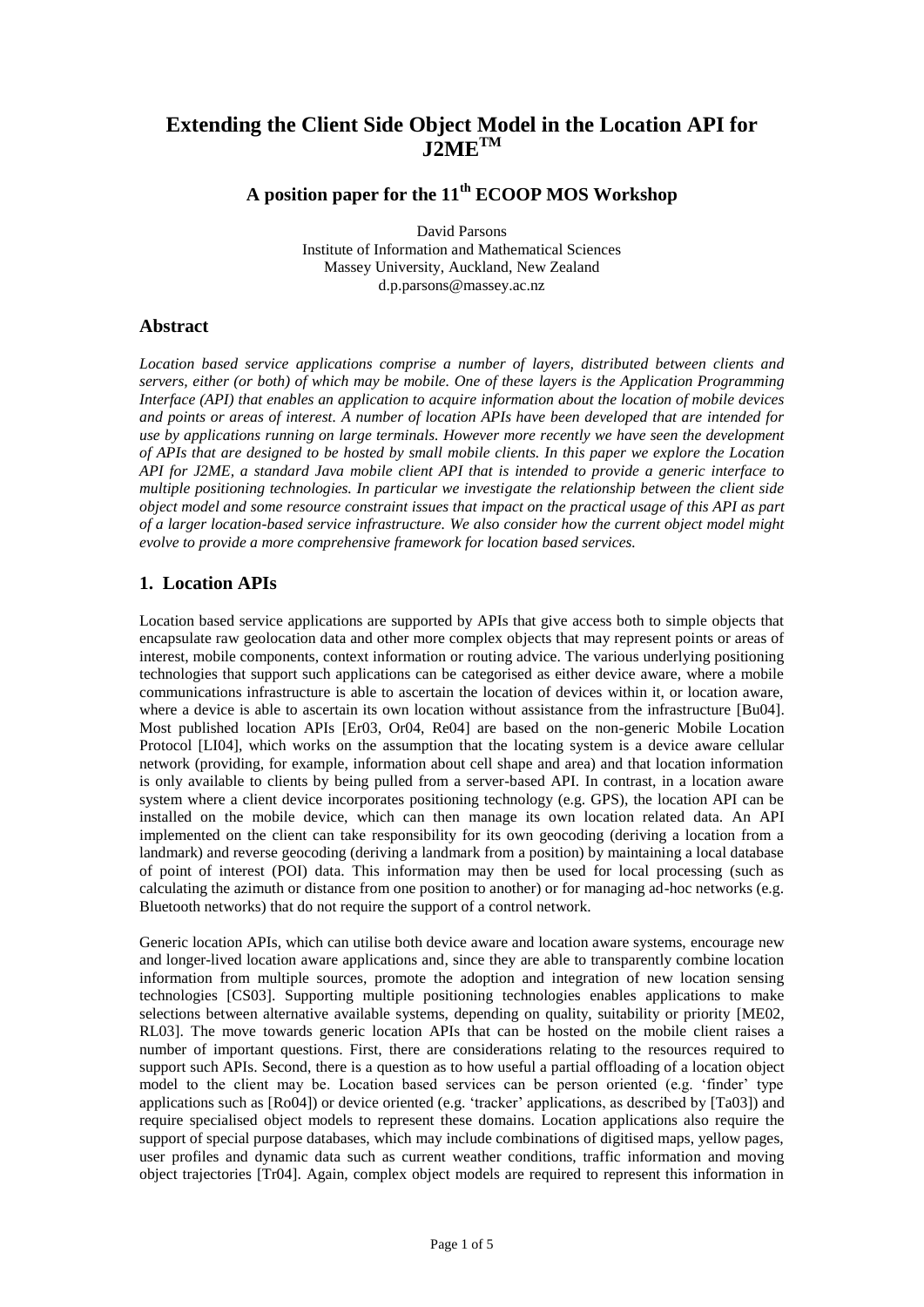# Extending the Client Side Object Model in the Location API for J2ME™

## A position paper for the 11th ECOOP MOS Workshop

David Parsons
Institute of Information and Mathematical Sciences
Massey University, Auckland, New Zealand
d.p.parsons@massey.ac.nz

## Abstract

*Location based service applications comprise a number of layers, distributed between clients and servers, either (or both) of which may be mobile. One of these layers is the Application Programming Interface (API) that enables an application to acquire information about the location of mobile devices and points or areas of interest. A number of location APIs have been developed that are intended for use by applications running on large terminals. However more recently we have seen the development of APIs that are designed to be hosted by small mobile clients. In this paper we explore the Location API for J2ME, a standard Java mobile client API that is intended to provide a generic interface to multiple positioning technologies. In particular we investigate the relationship between the client side object model and some resource constraint issues that impact on the practical usage of this API as part of a larger location-based service infrastructure. We also consider how the current object model might evolve to provide a more comprehensive framework for location based services.*

## 1. Location APIs

Location based service applications are supported by APIs that give access both to simple objects that encapsulate raw geolocation data and other more complex objects that may represent points or areas of interest, mobile components, context information or routing advice. The various underlying positioning technologies that support such applications can be categorised as either device aware, where a mobile communications infrastructure is able to ascertain the location of devices within it, or location aware, where a device is able to ascertain its own location without assistance from the infrastructure [Bu04]. Most published location APIs [Er03, Or04, Re04] are based on the non-generic Mobile Location Protocol [LI04], which works on the assumption that the locating system is a device aware cellular network (providing, for example, information about cell shape and area) and that location information is only available to clients by being pulled from a server-based API. In contrast, in a location aware system where a client device incorporates positioning technology (e.g. GPS), the location API can be installed on the mobile device, which can then manage its own location related data. An API implemented on the client can take responsibility for its own geocoding (deriving a location from a landmark) and reverse geocoding (deriving a landmark from a position) by maintaining a local database of point of interest (POI) data. This information may then be used for local processing (such as calculating the azimuth or distance from one position to another) or for managing ad-hoc networks (e.g. Bluetooth networks) that do not require the support of a control network.

Generic location APIs, which can utilise both device aware and location aware systems, encourage new and longer-lived location aware applications and, since they are able to transparently combine location information from multiple sources, promote the adoption and integration of new location sensing technologies [CS03]. Supporting multiple positioning technologies enables applications to make selections between alternative available systems, depending on quality, suitability or priority [ME02, RL03]. The move towards generic location APIs that can be hosted on the mobile client raises a number of important questions. First, there are considerations relating to the resources required to support such APIs. Second, there is a question as to how useful a partial offloading of a location object model to the client may be. Location based services can be person oriented (e.g. 'finder' type applications such as [Ro04]) or device oriented (e.g. 'tracker' applications, as described by [Ta03]) and require specialised object models to represent these domains. Location applications also require the support of special purpose databases, which may include combinations of digitised maps, yellow pages, user profiles and dynamic data such as current weather conditions, traffic information and moving object trajectories [Tr04]. Again, complex object models are required to represent this information in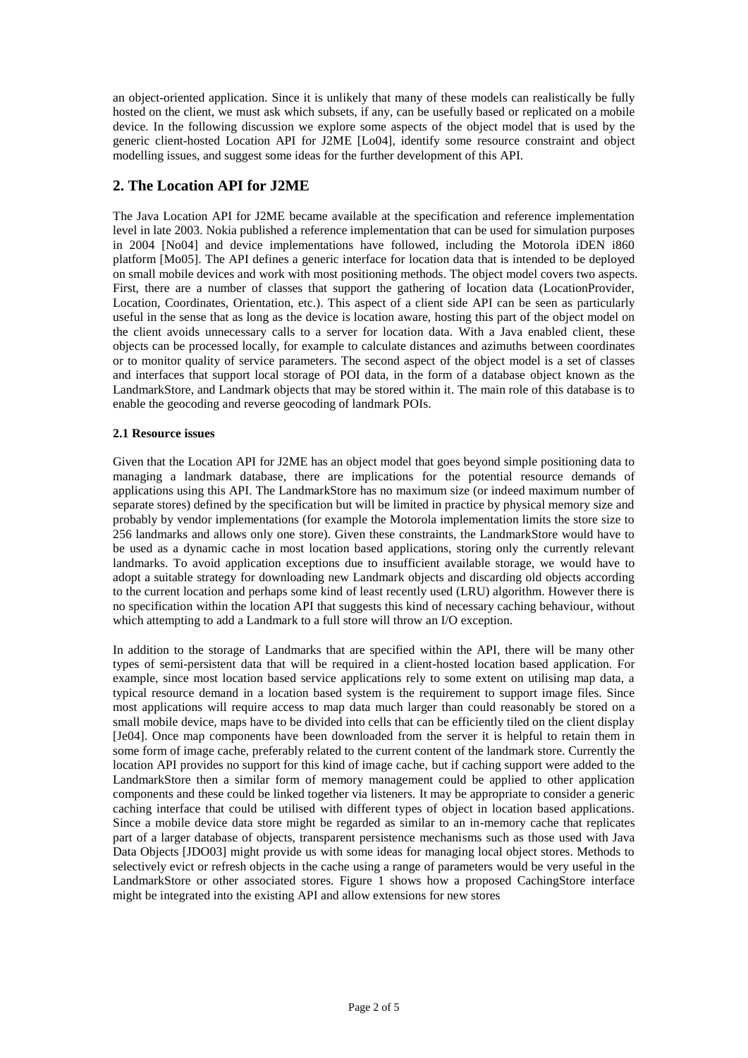an object-oriented application. Since it is unlikely that many of these models can realistically be fully hosted on the client, we must ask which subsets, if any, can be usefully based or replicated on a mobile device. In the following discussion we explore some aspects of the object model that is used by the generic client-hosted Location API for J2ME [Lo04], identify some resource constraint and object modelling issues, and suggest some ideas for the further development of this API.

## 2. The Location API for J2ME

The Java Location API for J2ME became available at the specification and reference implementation level in late 2003. Nokia published a reference implementation that can be used for simulation purposes in 2004 [No04] and device implementations have followed, including the Motorola iDEN i860 platform [Mo05]. The API defines a generic interface for location data that is intended to be deployed on small mobile devices and work with most positioning methods. The object model covers two aspects. First, there are a number of classes that support the gathering of location data (LocationProvider, Location, Coordinates, Orientation, etc.). This aspect of a client side API can be seen as particularly useful in the sense that as long as the device is location aware, hosting this part of the object model on the client avoids unnecessary calls to a server for location data. With a Java enabled client, these objects can be processed locally, for example to calculate distances and azimuths between coordinates or to monitor quality of service parameters. The second aspect of the object model is a set of classes and interfaces that support local storage of POI data, in the form of a database object known as the LandmarkStore, and Landmark objects that may be stored within it. The main role of this database is to enable the geocoding and reverse geocoding of landmark POIs.

### 2.1 Resource issues

Given that the Location API for J2ME has an object model that goes beyond simple positioning data to managing a landmark database, there are implications for the potential resource demands of applications using this API. The LandmarkStore has no maximum size (or indeed maximum number of separate stores) defined by the specification but will be limited in practice by physical memory size and probably by vendor implementations (for example the Motorola implementation limits the store size to 256 landmarks and allows only one store). Given these constraints, the LandmarkStore would have to be used as a dynamic cache in most location based applications, storing only the currently relevant landmarks. To avoid application exceptions due to insufficient available storage, we would have to adopt a suitable strategy for downloading new Landmark objects and discarding old objects according to the current location and perhaps some kind of least recently used (LRU) algorithm. However there is no specification within the location API that suggests this kind of necessary caching behaviour, without which attempting to add a Landmark to a full store will throw an I/O exception.

In addition to the storage of Landmarks that are specified within the API, there will be many other types of semi-persistent data that will be required in a client-hosted location based application. For example, since most location based service applications rely to some extent on utilising map data, a typical resource demand in a location based system is the requirement to support image files. Since most applications will require access to map data much larger than could reasonably be stored on a small mobile device, maps have to be divided into cells that can be efficiently tiled on the client display [Je04]. Once map components have been downloaded from the server it is helpful to retain them in some form of image cache, preferably related to the current content of the landmark store. Currently the location API provides no support for this kind of image cache, but if caching support were added to the LandmarkStore then a similar form of memory management could be applied to other application components and these could be linked together via listeners. It may be appropriate to consider a generic caching interface that could be utilised with different types of object in location based applications. Since a mobile device data store might be regarded as similar to an in-memory cache that replicates part of a larger database of objects, transparent persistence mechanisms such as those used with Java Data Objects [JDO03] might provide us with some ideas for managing local object stores. Methods to selectively evict or refresh objects in the cache using a range of parameters would be very useful in the LandmarkStore or other associated stores. Figure 1 shows how a proposed CachingStore interface might be integrated into the existing API and allow extensions for new stores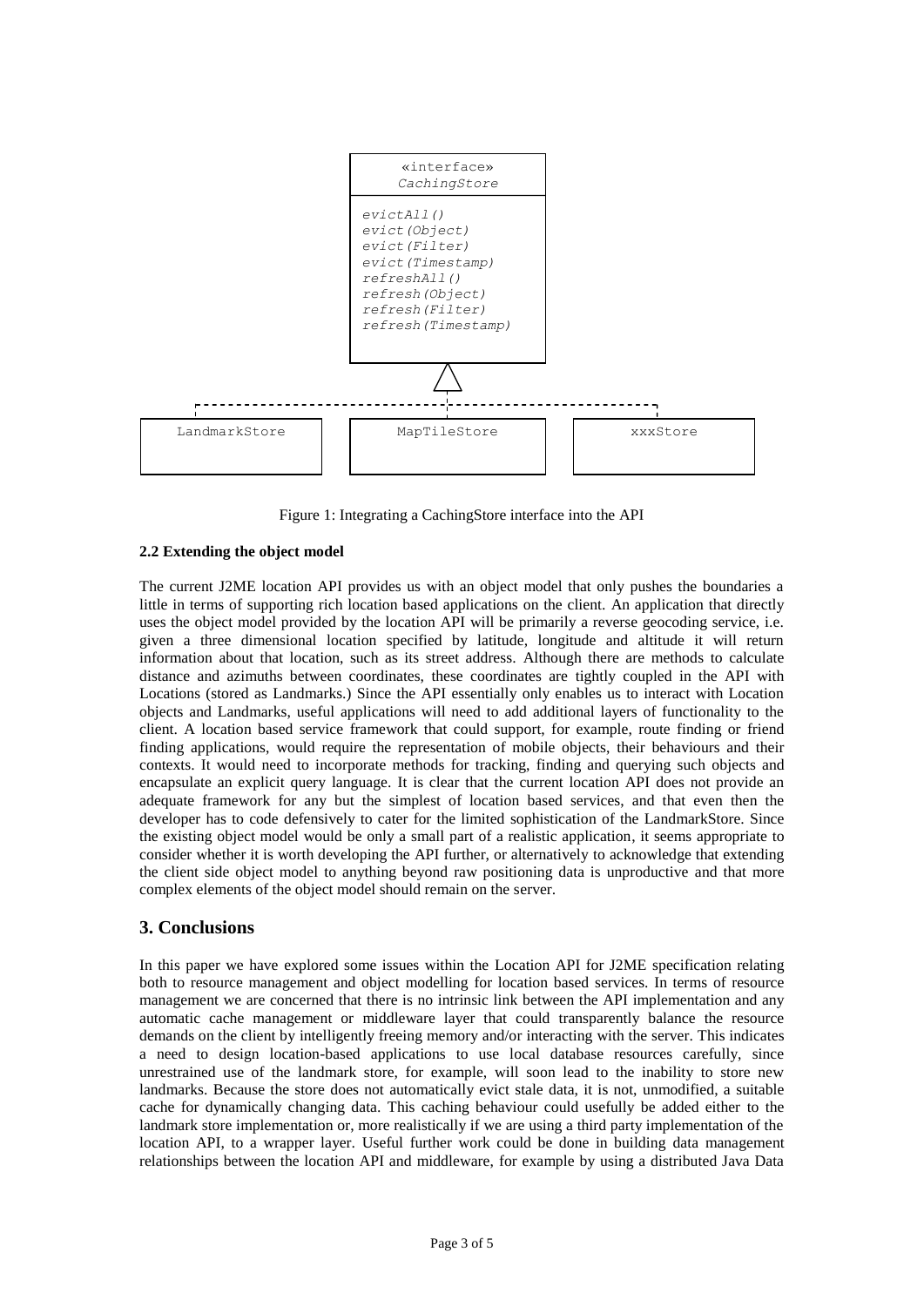```
«interface»
CachingStore
-----------------
evictAll()
evict(Object)
evict(Filter)
evict(Timestamp)
refreshAll()
refresh(Object)
refresh(Filter)
refresh(Timestamp)

LandmarkStore    MapTileStore    xxxStore
```

Figure 1: Integrating a CachingStore interface into the API

### 2.2 Extending the object model

The current J2ME location API provides us with an object model that only pushes the boundaries a little in terms of supporting rich location based applications on the client. An application that directly uses the object model provided by the location API will be primarily a reverse geocoding service, i.e. given a three dimensional location specified by latitude, longitude and altitude it will return information about that location, such as its street address. Although there are methods to calculate distance and azimuths between coordinates, these coordinates are tightly coupled in the API with Locations (stored as Landmarks.) Since the API essentially only enables us to interact with Location objects and Landmarks, useful applications will need to add additional layers of functionality to the client. A location based service framework that could support, for example, route finding or friend finding applications, would require the representation of mobile objects, their behaviours and their contexts. It would need to incorporate methods for tracking, finding and querying such objects and encapsulate an explicit query language. It is clear that the current location API does not provide an adequate framework for any but the simplest of location based services, and that even then the developer has to code defensively to cater for the limited sophistication of the LandmarkStore. Since the existing object model would be only a small part of a realistic application, it seems appropriate to consider whether it is worth developing the API further, or alternatively to acknowledge that extending the client side object model to anything beyond raw positioning data is unproductive and that more complex elements of the object model should remain on the server.

## 3. Conclusions

In this paper we have explored some issues within the Location API for J2ME specification relating both to resource management and object modelling for location based services. In terms of resource management we are concerned that there is no intrinsic link between the API implementation and any automatic cache management or middleware layer that could transparently balance the resource demands on the client by intelligently freeing memory and/or interacting with the server. This indicates a need to design location-based applications to use local database resources carefully, since unrestrained use of the landmark store, for example, will soon lead to the inability to store new landmarks. Because the store does not automatically evict stale data, it is not, unmodified, a suitable cache for dynamically changing data. This caching behaviour could usefully be added either to the landmark store implementation or, more realistically if we are using a third party implementation of the location API, to a wrapper layer. Useful further work could be done in building data management relationships between the location API and middleware, for example by using a distributed Java Data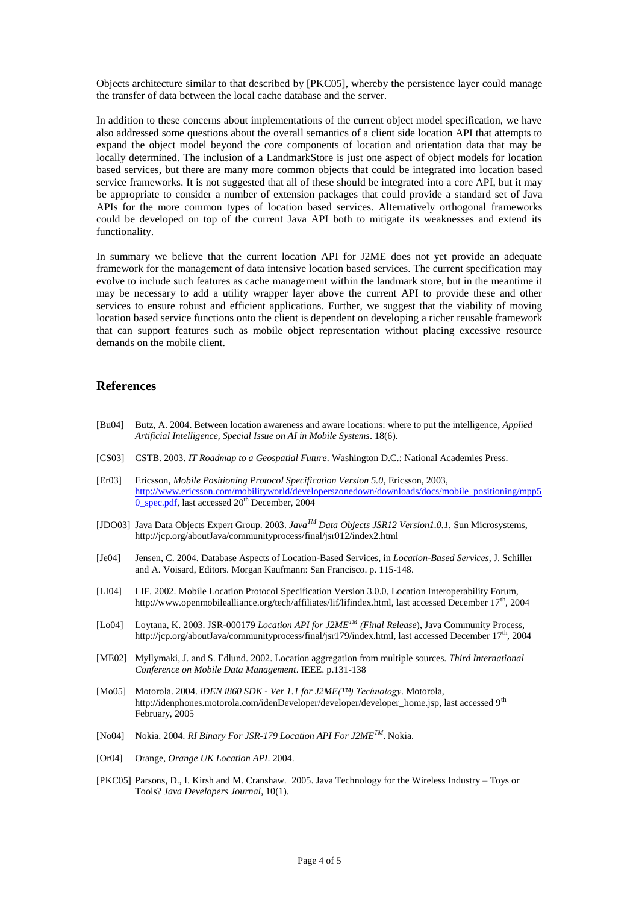Objects architecture similar to that described by [PKC05], whereby the persistence layer could manage the transfer of data between the local cache database and the server.

In addition to these concerns about implementations of the current object model specification, we have also addressed some questions about the overall semantics of a client side location API that attempts to expand the object model beyond the core components of location and orientation data that may be locally determined. The inclusion of a LandmarkStore is just one aspect of object models for location based services, but there are many more common objects that could be integrated into location based service frameworks. It is not suggested that all of these should be integrated into a core API, but it may be appropriate to consider a number of extension packages that could provide a standard set of Java APIs for the more common types of location based services. Alternatively orthogonal frameworks could be developed on top of the current Java API both to mitigate its weaknesses and extend its functionality.

In summary we believe that the current location API for J2ME does not yet provide an adequate framework for the management of data intensive location based services. The current specification may evolve to include such features as cache management within the landmark store, but in the meantime it may be necessary to add a utility wrapper layer above the current API to provide these and other services to ensure robust and efficient applications. Further, we suggest that the viability of moving location based service functions onto the client is dependent on developing a richer reusable framework that can support features such as mobile object representation without placing excessive resource demands on the mobile client.

## References

[Bu04] Butz, A. 2004. Between location awareness and aware locations: where to put the intelligence, *Applied Artificial Intelligence, Special Issue on AI in Mobile Systems*. 18(6).

[CS03] CSTB. 2003. *IT Roadmap to a Geospatial Future*. Washington D.C.: National Academies Press.

[Er03] Ericsson, *Mobile Positioning Protocol Specification Version 5.0*, Ericsson, 2003, http://www.ericsson.com/mobilityworld/developerszonedown/downloads/docs/mobile_positioning/mpp50_spec.pdf, last accessed 20th December, 2004

[JDO03] Java Data Objects Expert Group. 2003. *Java™ Data Objects JSR12 Version1.0.1*, Sun Microsystems, http://jcp.org/aboutJava/communityprocess/final/jsr012/index2.html

[Je04] Jensen, C. 2004. Database Aspects of Location-Based Services, in *Location-Based Services*, J. Schiller and A. Voisard, Editors. Morgan Kaufmann: San Francisco. p. 115-148.

[LI04] LIF. 2002. Mobile Location Protocol Specification Version 3.0.0, Location Interoperability Forum, http://www.openmobilealliance.org/tech/affiliates/lif/lifindex.html, last accessed December 17th, 2004

[Lo04] Loytana, K. 2003. JSR-000179 *Location API for J2ME™ (Final Release)*, Java Community Process, http://jcp.org/aboutJava/communityprocess/final/jsr179/index.html, last accessed December 17th, 2004

[ME02] Myllymaki, J. and S. Edlund. 2002. Location aggregation from multiple sources. *Third International Conference on Mobile Data Management*. IEEE. p.131-138

[Mo05] Motorola. 2004. *iDEN i860 SDK - Ver 1.1 for J2ME(™) Technology*. Motorola, http://idenphones.motorola.com/idenDeveloper/developer/developer_home.jsp, last accessed 9th February, 2005

[No04] Nokia. 2004. *RI Binary For JSR-179 Location API For J2ME™*. Nokia.

[Or04] Orange, *Orange UK Location API*. 2004.

[PKC05] Parsons, D., I. Kirsh and M. Cranshaw. 2005. Java Technology for the Wireless Industry – Toys or Tools? *Java Developers Journal*, 10(1).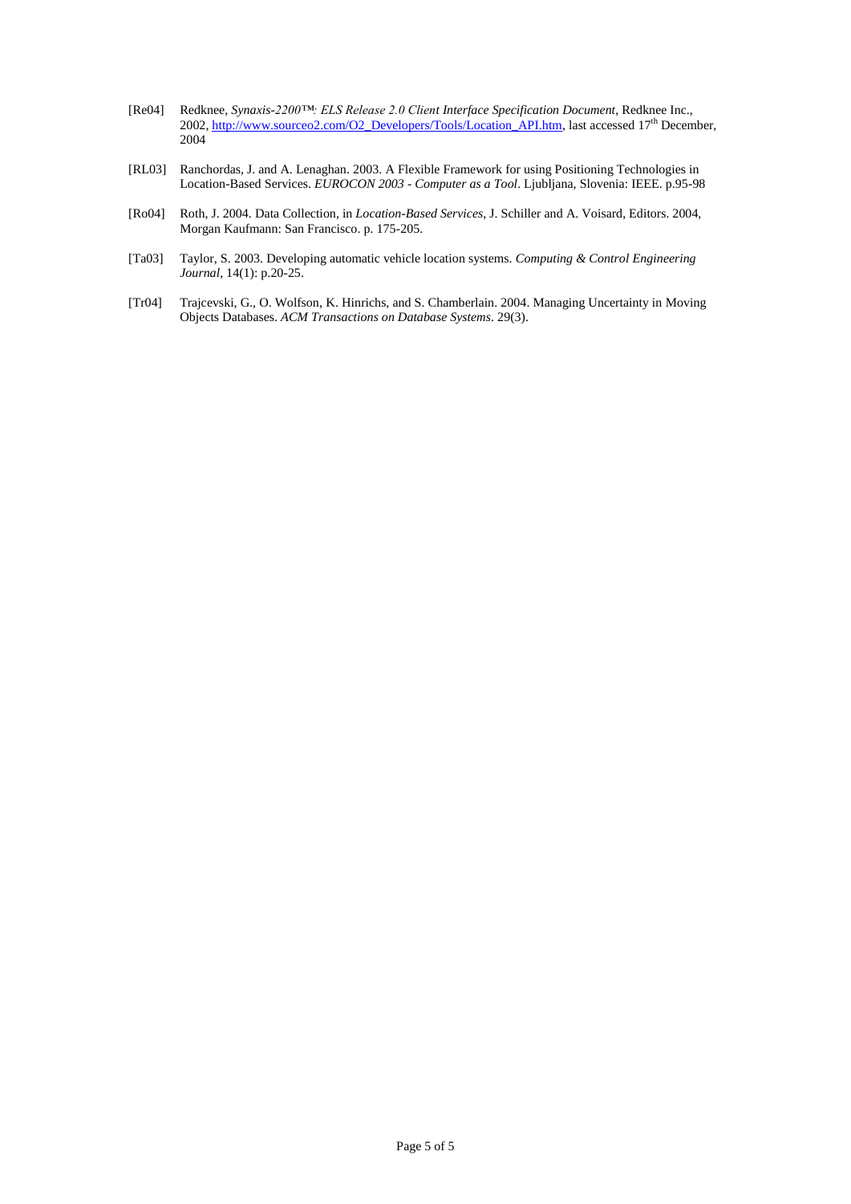[Re04] Redknee, *Synaxis-2200™: ELS Release 2.0 Client Interface Specification Document*, Redknee Inc., 2002, http://www.sourceo2.com/O2_Developers/Tools/Location_API.htm, last accessed 17th December, 2004

[RL03] Ranchordas, J. and A. Lenaghan. 2003. A Flexible Framework for using Positioning Technologies in Location-Based Services. *EUROCON 2003 - Computer as a Tool*. Ljubljana, Slovenia: IEEE. p.95-98

[Ro04] Roth, J. 2004. Data Collection, in *Location-Based Services*, J. Schiller and A. Voisard, Editors. 2004, Morgan Kaufmann: San Francisco. p. 175-205.

[Ta03] Taylor, S. 2003. Developing automatic vehicle location systems. *Computing & Control Engineering Journal*, 14(1): p.20-25.

[Tr04] Trajcevski, G., O. Wolfson, K. Hinrichs, and S. Chamberlain. 2004. Managing Uncertainty in Moving Objects Databases. *ACM Transactions on Database Systems*. 29(3).